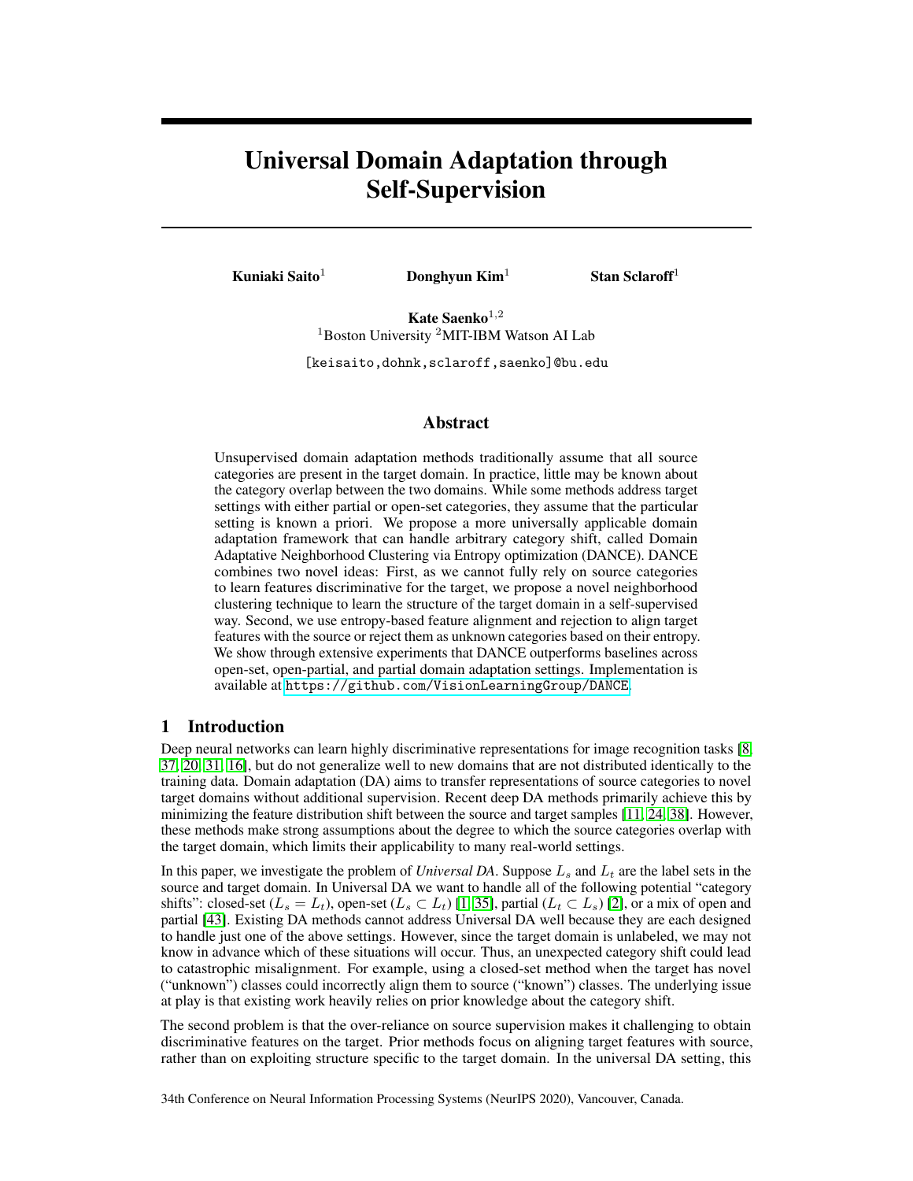# Universal Domain Adaptation through Self-Supervision

**Kuniaki Saito**[1] **Donghyun Kim**[1] **Stan Sclaroff**[1]

**Kate Saenko**[1,2]

[1]Boston University [2]MIT-IBM Watson AI Lab

[keisaito,dohnk,sclaroff,saenko]@bu.edu

## Abstract

Unsupervised domain adaptation methods traditionally assume that all source categories are present in the target domain. In practice, little may be known about the category overlap between the two domains. While some methods address target settings with either partial or open-set categories, they assume that the particular setting is known a priori. We propose a more universally applicable domain adaptation framework that can handle arbitrary category shift, called Domain Adaptative Neighborhood Clustering via Entropy optimization (DANCE). DANCE combines two novel ideas: First, as we cannot fully rely on source categories to learn features discriminative for the target, we propose a novel neighborhood clustering technique to learn the structure of the target domain in a self-supervised way. Second, we use entropy-based feature alignment and rejection to align target features with the source or reject them as unknown categories based on their entropy. We show through extensive experiments that DANCE outperforms baselines across open-set, open-partial, and partial domain adaptation settings. Implementation is available at https://github.com/VisionLearningGroup/DANCE.

## 1 Introduction

Deep neural networks can learn highly discriminative representations for image recognition tasks [8, 37, 20, 31, 16], but do not generalize well to new domains that are not distributed identically to the training data. Domain adaptation (DA) aims to transfer representations of source categories to novel target domains without additional supervision. Recent deep DA methods primarily achieve this by minimizing the feature distribution shift between the source and target samples [11, 24, 38]. However, these methods make strong assumptions about the degree to which the source categories overlap with the target domain, which limits their applicability to many real-world settings.

In this paper, we investigate the problem of *Universal DA*. Suppose $L_s$ and $L_t$ are the label sets in the source and target domain. In Universal DA we want to handle all of the following potential "category shifts": closed-set ($L_s = L_t$), open-set ($L_s \subset L_t$) [1, 35], partial ($L_t \subset L_s$) [2], or a mix of open and partial [43]. Existing DA methods cannot address Universal DA well because they are each designed to handle just one of the above settings. However, since the target domain is unlabeled, we may not know in advance which of these situations will occur. Thus, an unexpected category shift could lead to catastrophic misalignment. For example, using a closed-set method when the target has novel ("unknown") classes could incorrectly align them to source ("known") classes. The underlying issue at play is that existing work heavily relies on prior knowledge about the category shift.

The second problem is that the over-reliance on source supervision makes it challenging to obtain discriminative features on the target. Prior methods focus on aligning target features with source, rather than on exploiting structure specific to the target domain. In the universal DA setting, this

34th Conference on Neural Information Processing Systems (NeurIPS 2020), Vancouver, Canada.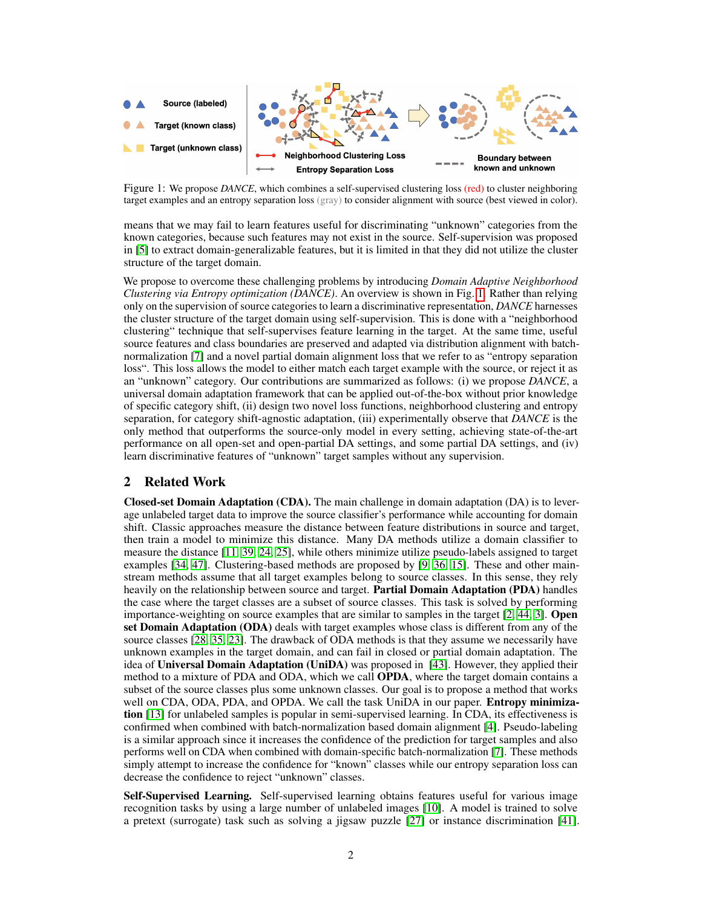Figure 1: We propose *DANCE*, which combines a self-supervised clustering loss (red) to cluster neighboring target examples and an entropy separation loss (gray) to consider alignment with source (best viewed in color).

means that we may fail to learn features useful for discriminating "unknown" categories from the known categories, because such features may not exist in the source. Self-supervision was proposed in [5] to extract domain-generalizable features, but it is limited in that they did not utilize the cluster structure of the target domain.

We propose to overcome these challenging problems by introducing *Domain Adaptive Neighborhood Clustering via Entropy optimization (DANCE)*. An overview is shown in Fig. 1. Rather than relying only on the supervision of source categories to learn a discriminative representation, *DANCE* harnesses the cluster structure of the target domain using self-supervision. This is done with a "neighborhood clustering" technique that self-supervises feature learning in the target. At the same time, useful source features and class boundaries are preserved and adapted via distribution alignment with batch-normalization [7] and a novel partial domain alignment loss that we refer to as "entropy separation loss". This loss allows the model to either match each target example with the source, or reject it as an "unknown" category. Our contributions are summarized as follows: (i) we propose *DANCE*, a universal domain adaptation framework that can be applied out-of-the-box without prior knowledge of specific category shift, (ii) design two novel loss functions, neighborhood clustering and entropy separation, for category shift-agnostic adaptation, (iii) experimentally observe that *DANCE* is the only method that outperforms the source-only model in every setting, achieving state-of-the-art performance on all open-set and open-partial DA settings, and some partial DA settings, and (iv) learn discriminative features of "unknown" target samples without any supervision.

## 2 Related Work

**Closed-set Domain Adaptation (CDA).** The main challenge in domain adaptation (DA) is to leverage unlabeled target data to improve the source classifier's performance while accounting for domain shift. Classic approaches measure the distance between feature distributions in source and target, then train a model to minimize this distance. Many DA methods utilize a domain classifier to measure the distance [11, 39, 24, 25], while others minimize utilize pseudo-labels assigned to target examples [34, 47]. Clustering-based methods are proposed by [9, 36, 15]. These and other mainstream methods assume that all target examples belong to source classes. In this sense, they rely heavily on the relationship between source and target. **Partial Domain Adaptation (PDA)** handles the case where the target classes are a subset of source classes. This task is solved by performing importance-weighting on source examples that are similar to samples in the target [2, 44, 3]. **Open set Domain Adaptation (ODA)** deals with target examples whose class is different from any of the source classes [28, 35, 23]. The drawback of ODA methods is that they assume we necessarily have unknown examples in the target domain, and can fail in closed or partial domain adaptation. The idea of **Universal Domain Adaptation (UniDA)** was proposed in [43]. However, they applied their method to a mixture of PDA and ODA, which we call **OPDA**, where the target domain contains a subset of the source classes plus some unknown classes. Our goal is to propose a method that works well on CDA, ODA, PDA, and OPDA. We call the task UniDA in our paper. **Entropy minimization** [13] for unlabeled samples is popular in semi-supervised learning. In CDA, its effectiveness is confirmed when combined with batch-normalization based domain alignment [4]. Pseudo-labeling is a similar approach since it increases the confidence of the prediction for target samples and also performs well on CDA when combined with domain-specific batch-normalization [7]. These methods simply attempt to increase the confidence for "known" classes while our entropy separation loss can decrease the confidence to reject "unknown" classes.

**Self-Supervised Learning.** Self-supervised learning obtains features useful for various image recognition tasks by using a large number of unlabeled images [10]. A model is trained to solve a pretext (surrogate) task such as solving a jigsaw puzzle [27] or instance discrimination [41].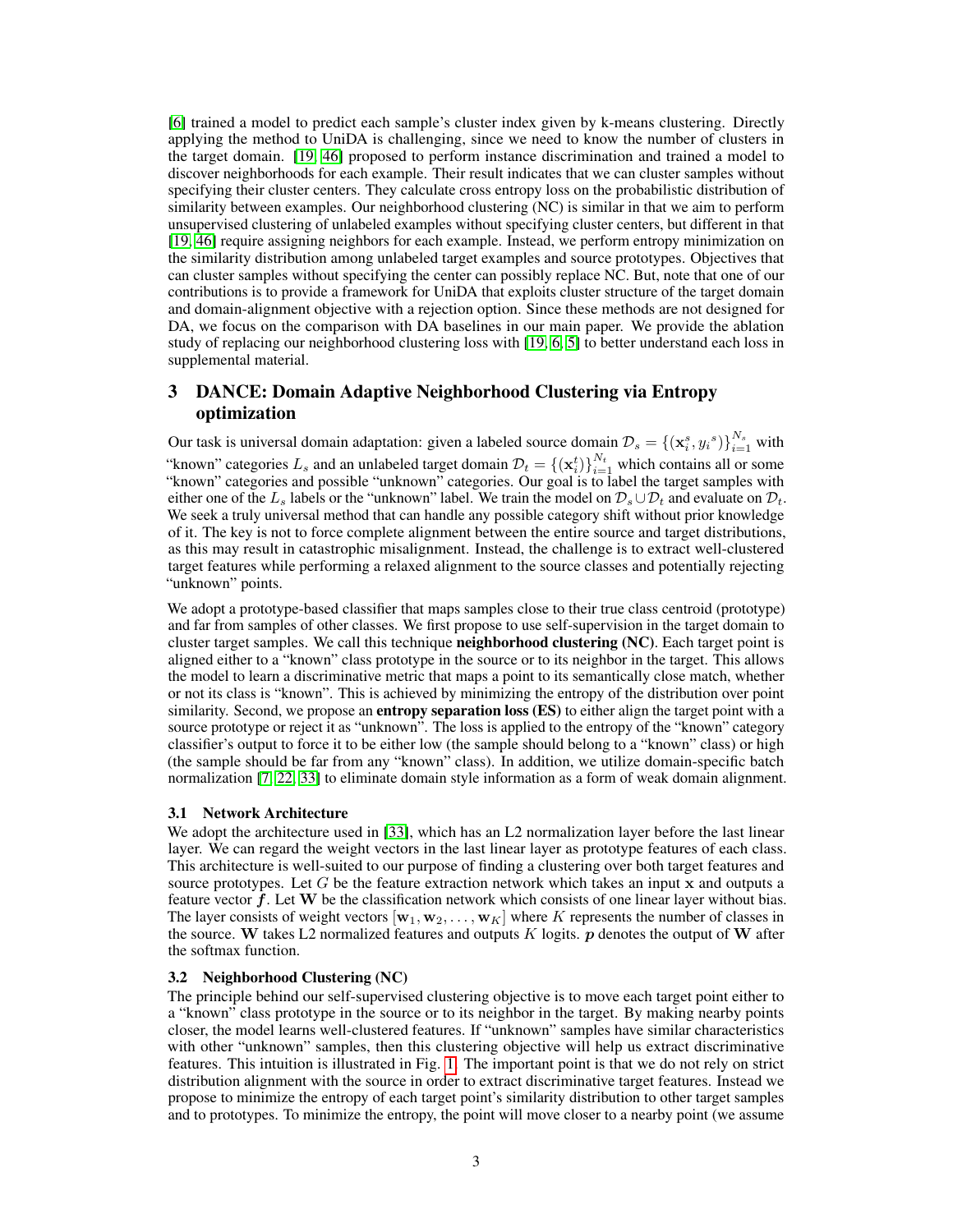[6] trained a model to predict each sample's cluster index given by k-means clustering. Directly applying the method to UniDA is challenging, since we need to know the number of clusters in the target domain. [19, 46] proposed to perform instance discrimination and trained a model to discover neighborhoods for each example. Their result indicates that we can cluster samples without specifying their cluster centers. They calculate cross entropy loss on the probabilistic distribution of similarity between examples. Our neighborhood clustering (NC) is similar in that we aim to perform unsupervised clustering of unlabeled examples without specifying cluster centers, but different in that [19, 46] require assigning neighbors for each example. Instead, we perform entropy minimization on the similarity distribution among unlabeled target examples and source prototypes. Objectives that can cluster samples without specifying the center can possibly replace NC. But, note that one of our contributions is to provide a framework for UniDA that exploits cluster structure of the target domain and domain-alignment objective with a rejection option. Since these methods are not designed for DA, we focus on the comparison with DA baselines in our main paper. We provide the ablation study of replacing our neighborhood clustering loss with [19, 6, 5] to better understand each loss in supplemental material.

# 3 DANCE: Domain Adaptive Neighborhood Clustering via Entropy optimization

Our task is universal domain adaptation: given a labeled source domain $\mathcal{D}_s = \{(\mathbf{x}_i^s, {y_i}^s)\}_{i=1}^{N_s}$ with "known" categories $L_s$ and an unlabeled target domain $\mathcal{D}_t = \{(\mathbf{x}_i^t)\}_{i=1}^{N_t}$ which contains all or some "known" categories and possible "unknown" categories. Our goal is to label the target samples with either one of the $L_s$ labels or the "unknown" label. We train the model on $\mathcal{D}_s \cup \mathcal{D}_t$ and evaluate on $\mathcal{D}_t$. We seek a truly universal method that can handle any possible category shift without prior knowledge of it. The key is not to force complete alignment between the entire source and target distributions, as this may result in catastrophic misalignment. Instead, the challenge is to extract well-clustered target features while performing a relaxed alignment to the source classes and potentially rejecting "unknown" points.

We adopt a prototype-based classifier that maps samples close to their true class centroid (prototype) and far from samples of other classes. We first propose to use self-supervision in the target domain to cluster target samples. We call this technique **neighborhood clustering (NC)**. Each target point is aligned either to a "known" class prototype in the source or to its neighbor in the target. This allows the model to learn a discriminative metric that maps a point to its semantically close match, whether or not its class is "known". This is achieved by minimizing the entropy of the distribution over point similarity. Second, we propose an **entropy separation loss (ES)** to either align the target point with a source prototype or reject it as "unknown". The loss is applied to the entropy of the "known" category classifier's output to force it to be either low (the sample should belong to a "known" class) or high (the sample should be far from any "known" class). In addition, we utilize domain-specific batch normalization [7, 22, 33] to eliminate domain style information as a form of weak domain alignment.

## 3.1 Network Architecture

We adopt the architecture used in [33], which has an L2 normalization layer before the last linear layer. We can regard the weight vectors in the last linear layer as prototype features of each class. This architecture is well-suited to our purpose of finding a clustering over both target features and source prototypes. Let $G$ be the feature extraction network which takes an input $\mathbf{x}$ and outputs a feature vector $\boldsymbol{f}$. Let $\mathbf{W}$ be the classification network which consists of one linear layer without bias. The layer consists of weight vectors $[\mathbf{w}_1, \mathbf{w}_2, \ldots, \mathbf{w}_K]$ where $K$ represents the number of classes in the source. $\mathbf{W}$ takes L2 normalized features and outputs $K$ logits. $\boldsymbol{p}$ denotes the output of $\mathbf{W}$ after the softmax function.

## 3.2 Neighborhood Clustering (NC)

The principle behind our self-supervised clustering objective is to move each target point either to a "known" class prototype in the source or to its neighbor in the target. By making nearby points closer, the model learns well-clustered features. If "unknown" samples have similar characteristics with other "unknown" samples, then this clustering objective will help us extract discriminative features. This intuition is illustrated in Fig. 1. The important point is that we do not rely on strict distribution alignment with the source in order to extract discriminative target features. Instead we propose to minimize the entropy of each target point's similarity distribution to other target samples and to prototypes. To minimize the entropy, the point will move closer to a nearby point (we assume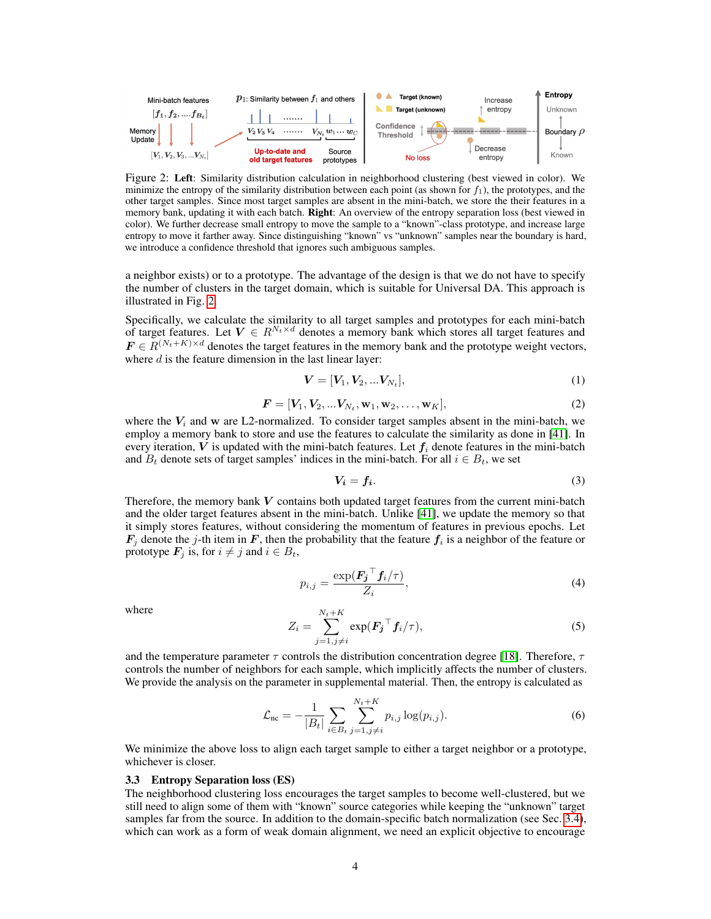Figure 2: **Left**: Similarity distribution calculation in neighborhood clustering (best viewed in color). We minimize the entropy of the similarity distribution between each point (as shown for $f_1$), the prototypes, and the other target samples. Since most target samples are absent in the mini-batch, we store the their features in a memory bank, updating it with each batch. **Right**: An overview of the entropy separation loss (best viewed in color). We further decrease small entropy to move the sample to a "known"-class prototype, and increase large entropy to move it farther away. Since distinguishing "known" vs "unknown" samples near the boundary is hard, we introduce a confidence threshold that ignores such ambiguous samples.

a neighbor exists) or to a prototype. The advantage of the design is that we do not have to specify the number of clusters in the target domain, which is suitable for Universal DA. This approach is illustrated in Fig. 2.

Specifically, we calculate the similarity to all target samples and prototypes for each mini-batch of target features. Let $\boldsymbol{V} \in R^{N_t \times d}$ denotes a memory bank which stores all target features and $\boldsymbol{F} \in R^{(N_t+K) \times d}$ denotes the target features in the memory bank and the prototype weight vectors, where $d$ is the feature dimension in the last linear layer:

$$\boldsymbol{V} = [\boldsymbol{V}_1, \boldsymbol{V}_2, ...\boldsymbol{V}_{N_t}], \tag{1}$$

$$\boldsymbol{F} = [\boldsymbol{V}_1, \boldsymbol{V}_2, ...\boldsymbol{V}_{N_t}, \mathbf{w}_1, \mathbf{w}_2, \ldots, \mathbf{w}_K], \tag{2}$$

where the $\boldsymbol{V}_i$ and $\mathbf{w}$ are L2-normalized. To consider target samples absent in the mini-batch, we employ a memory bank to store and use the features to calculate the similarity as done in [41]. In every iteration, $\boldsymbol{V}$ is updated with the mini-batch features. Let $\boldsymbol{f}_i$ denote features in the mini-batch and $B_t$ denote sets of target samples' indices in the mini-batch. For all $i \in B_t$, we set

$$\boldsymbol{V_i} = \boldsymbol{f_i}. \tag{3}$$

Therefore, the memory bank $\boldsymbol{V}$ contains both updated target features from the current mini-batch and the older target features absent in the mini-batch. Unlike [41], we update the memory so that it simply stores features, without considering the momentum of features in previous epochs. Let $\boldsymbol{F}_j$ denote the $j$-th item in $\boldsymbol{F}$, then the probability that the feature $\boldsymbol{f}_i$ is a neighbor of the feature or prototype $\boldsymbol{F}_j$ is, for $i \neq j$ and $i \in B_t$,

$$p_{i,j} = \frac{\exp(\boldsymbol{F_j}^\top \boldsymbol{f}_i / \tau)}{Z_i}, \tag{4}$$

where

$$Z_i = \sum_{j=1, j \neq i}^{N_t+K} \exp(\boldsymbol{F_j}^\top \boldsymbol{f}_i / \tau), \tag{5}$$

and the temperature parameter $\tau$ controls the distribution concentration degree [18]. Therefore, $\tau$ controls the number of neighbors for each sample, which implicitly affects the number of clusters. We provide the analysis on the parameter in supplemental material. Then, the entropy is calculated as

$$\mathcal{L}_{\text{nc}} = -\frac{1}{|B_t|} \sum_{i \in B_t} \sum_{j=1, j \neq i}^{N_t+K} p_{i,j} \log(p_{i,j}). \tag{6}$$

We minimize the above loss to align each target sample to either a target neighbor or a prototype, whichever is closer.

### 3.3 Entropy Separation loss (ES)

The neighborhood clustering loss encourages the target samples to become well-clustered, but we still need to align some of them with "known" source categories while keeping the "unknown" target samples far from the source. In addition to the domain-specific batch normalization (see Sec. 3.4), which can work as a form of weak domain alignment, we need an explicit objective to encourage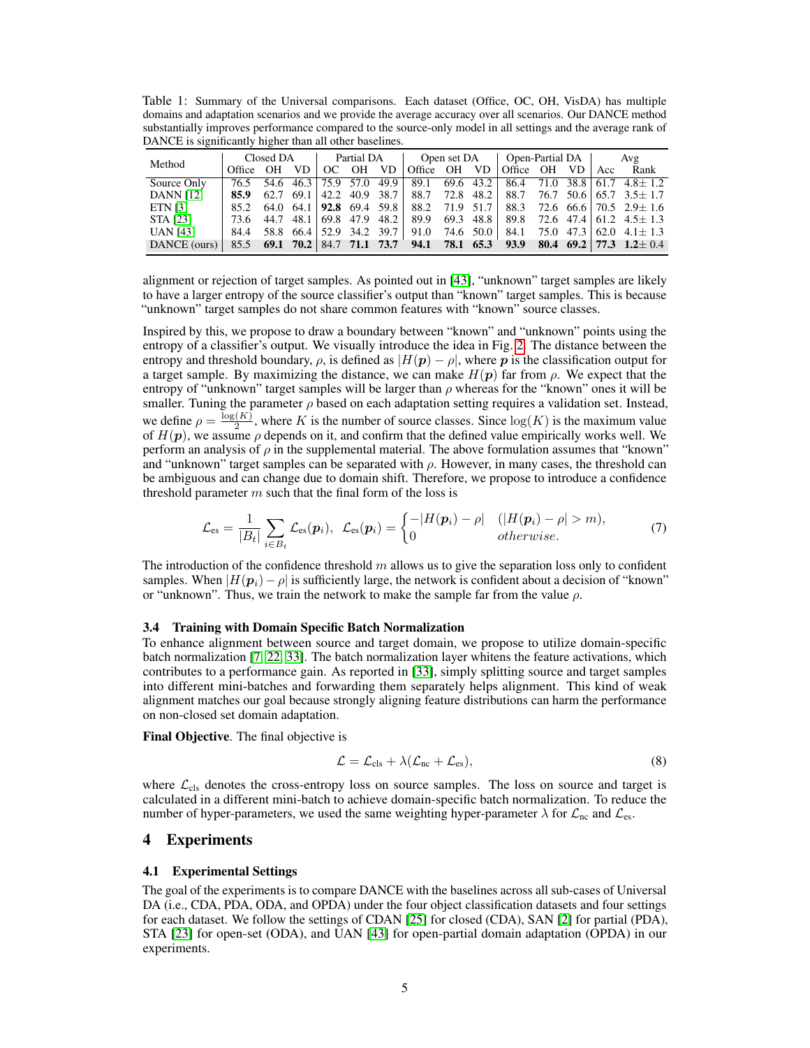Table 1: Summary of the Universal comparisons. Each dataset (Office, OC, OH, VisDA) has multiple domains and adaptation scenarios and we provide the average accuracy over all scenarios. Our DANCE method substantially improves performance compared to the source-only model in all settings and the average rank of DANCE is significantly higher than all other baselines.

| Method | Closed DA | | | Partial DA | | | Open set DA | | | Open-Partial DA | | | Avg | |
|---|---|---|---|---|---|---|---|---|---|---|---|---|---|---|
| | Office | OH | VD | OC | OH | VD | Office | OH | VD | Office | OH | VD | Acc | Rank |
| Source Only | 76.5 | 54.6 | 46.3 | 75.9 | 57.0 | 49.9 | 89.1 | 69.6 | 43.2 | 86.4 | 71.0 | 38.8 | 61.7 | 4.8± 1.2 |
| DANN [12] | **85.9** | 62.7 | 69.1 | 42.2 | 40.9 | 38.7 | 88.7 | 72.8 | 48.2 | 88.7 | 76.7 | 50.6 | 65.7 | 3.5± 1.7 |
| ETN [3] | 85.2 | 64.0 | 64.1 | **92.8** | 69.4 | 59.8 | 88.2 | 71.9 | 51.7 | 88.3 | 72.6 | 66.6 | 70.5 | 2.9± 1.6 |
| STA [23] | 73.6 | 44.7 | 48.1 | 69.8 | 47.9 | 48.2 | 89.9 | 69.3 | 48.8 | 89.8 | 72.6 | 47.4 | 61.2 | 4.5± 1.3 |
| UAN [43] | 84.4 | 58.8 | 66.4 | 52.9 | 34.2 | 39.7 | 91.0 | 74.6 | 50.0 | 84.1 | 75.0 | 47.3 | 62.0 | 4.1± 1.3 |
| DANCE (ours) | 85.5 | **69.1** | **70.2** | 84.7 | **71.1** | **73.7** | **94.1** | **78.1** | **65.3** | **93.9** | **80.4** | **69.2** | **77.3** | **1.2**± 0.4 |

alignment or rejection of target samples. As pointed out in [43], "unknown" target samples are likely to have a larger entropy of the source classifier's output than "known" target samples. This is because "unknown" target samples do not share common features with "known" source classes.

Inspired by this, we propose to draw a boundary between "known" and "unknown" points using the entropy of a classifier's output. We visually introduce the idea in Fig. 2. The distance between the entropy and threshold boundary, $\rho$, is defined as $|H(\boldsymbol{p}) - \rho|$, where $\boldsymbol{p}$ is the classification output for a target sample. By maximizing the distance, we can make $H(\boldsymbol{p})$ far from $\rho$. We expect that the entropy of "unknown" target samples will be larger than $\rho$ whereas for the "known" ones it will be smaller. Tuning the parameter $\rho$ based on each adaptation setting requires a validation set. Instead, we define $\rho = \frac{\log(K)}{2}$, where $K$ is the number of source classes. Since $\log(K)$ is the maximum value of $H(\boldsymbol{p})$, we assume $\rho$ depends on it, and confirm that the defined value empirically works well. We perform an analysis of $\rho$ in the supplemental material. The above formulation assumes that "known" and "unknown" target samples can be separated with $\rho$. However, in many cases, the threshold can be ambiguous and can change due to domain shift. Therefore, we propose to introduce a confidence threshold parameter $m$ such that the final form of the loss is

$$\mathcal{L}_{\text{es}} = \frac{1}{|B_t|} \sum_{i \in B_t} \mathcal{L}_{\text{es}}(\boldsymbol{p}_i), \quad \mathcal{L}_{\text{es}}(\boldsymbol{p}_i) = \begin{cases} -|H(\boldsymbol{p}_i) - \rho| & (|H(\boldsymbol{p}_i) - \rho| > m), \\ 0 & otherwise. \end{cases} \tag{7}$$

The introduction of the confidence threshold $m$ allows us to give the separation loss only to confident samples. When $|H(\boldsymbol{p}_i) - \rho|$ is sufficiently large, the network is confident about a decision of "known" or "unknown". Thus, we train the network to make the sample far from the value $\rho$.

### 3.4 Training with Domain Specific Batch Normalization

To enhance alignment between source and target domain, we propose to utilize domain-specific batch normalization [7, 22, 33]. The batch normalization layer whitens the feature activations, which contributes to a performance gain. As reported in [33], simply splitting source and target samples into different mini-batches and forwarding them separately helps alignment. This kind of weak alignment matches our goal because strongly aligning feature distributions can harm the performance on non-closed set domain adaptation.

**Final Objective**. The final objective is

$$\mathcal{L} = \mathcal{L}_{\text{cls}} + \lambda(\mathcal{L}_{\text{nc}} + \mathcal{L}_{\text{es}}), \tag{8}$$

where $\mathcal{L}_{\text{cls}}$ denotes the cross-entropy loss on source samples. The loss on source and target is calculated in a different mini-batch to achieve domain-specific batch normalization. To reduce the number of hyper-parameters, we used the same weighting hyper-parameter $\lambda$ for $\mathcal{L}_{\text{nc}}$ and $\mathcal{L}_{\text{es}}$.

## 4 Experiments

### 4.1 Experimental Settings

The goal of the experiments is to compare DANCE with the baselines across all sub-cases of Universal DA (i.e., CDA, PDA, ODA, and OPDA) under the four object classification datasets and four settings for each dataset. We follow the settings of CDAN [25] for closed (CDA), SAN [2] for partial (PDA), STA [23] for open-set (ODA), and UAN [43] for open-partial domain adaptation (OPDA) in our experiments.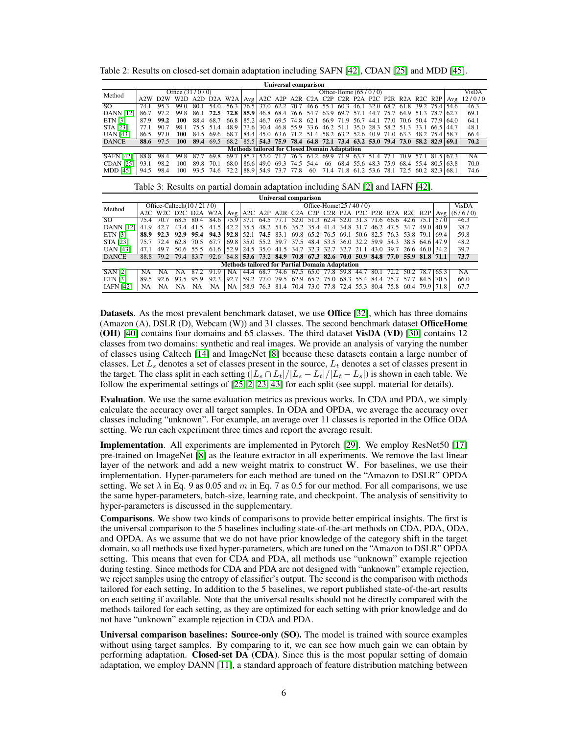Table 2: Results on closed-set domain adaptation including SAFN [42], CDAN [25] and MDD [45].

| Method | Office (31 / 0 / 0) | | | | | | | Office-Home (65 / 0 / 0) | | | | | | | | | | | | | VisDA |
|---|---|---|---|---|---|---|---|---|---|---|---|---|---|---|---|---|---|---|---|---|---|
| | A2W | D2W | W2D | A2D | D2A | W2A | Avg | A2C | A2P | A2R | C2A | C2P | C2R | P2A | P2C | P2R | R2A | R2C | R2P | Avg | 12 / 0 / 0 |
| **Universal comparison** | | | | | | | | | | | | | | | | | | | | | |
| SO | 74.1 | 95.3 | 99.0 | 80.1 | 54.0 | 56.3 | 76.5 | 37.0 | 62.2 | 70.7 | 46.6 | 55.1 | 60.3 | 46.1 | 32.0 | 68.7 | 61.8 | 39.2 | 75.4 | 54.6 | 46.3 |
| DANN [12] | 86.7 | 97.2 | 99.8 | 86.1 | **72.5** | **72.8** | **85.9** | 46.8 | 68.4 | 76.6 | 54.7 | 63.9 | 69.7 | 57.1 | 44.7 | 75.7 | 64.9 | 51.3 | 78.7 | 62.7 | 69.1 |
| ETN [3] | 87.9 | **99.2** | **100** | 88.4 | 68.7 | 66.8 | 85.2 | 46.7 | 69.5 | 74.8 | 62.1 | 66.9 | 71.9 | 56.7 | 44.1 | 77.0 | 70.6 | 50.4 | 77.9 | 64.0 | 64.1 |
| STA [23] | 77.1 | 90.7 | 98.1 | 75.5 | 51.4 | 48.9 | 73.6 | 30.4 | 46.8 | 55.9 | 33.6 | 46.2 | 51.1 | 35.0 | 28.3 | 58.2 | 51.3 | 33.1 | 66.5 | 44.7 | 48.1 |
| UAN [43] | 86.5 | 97.0 | **100** | 84.5 | 69.6 | 68.7 | 84.4 | 45.0 | 63.6 | 71.2 | 51.4 | 58.2 | 63.2 | 52.6 | 40.9 | 71.0 | 63.3 | 48.2 | 75.4 | 58.7 | 66.4 |
| DANCE | **88.6** | 97.5 | **100** | **89.4** | 69.5 | 68.2 | 85.5 | **54.3** | **75.9** | **78.4** | **64.8** | **72.1** | **73.4** | **63.2** | **53.0** | **79.4** | **73.0** | **58.2** | **82.9** | **69.1** | **70.2** |
| **Methods tailored for Closed Domain Adaptation** | | | | | | | | | | | | | | | | | | | | | |
| SAFN [42] | 88.8 | 98.4 | 99.8 | 87.7 | 69.8 | 69.7 | 85.7 | 52.0 | 71.7 | 76.3 | 64.2 | 69.9 | 71.9 | 63.7 | 51.4 | 77.1 | 70.9 | 57.1 | 81.5 | 67.3 | NA |
| CDAN [25] | 93.1 | 98.2 | 100 | 89.8 | 70.1 | 68.0 | 86.6 | 49.0 | 69.3 | 74.5 | 54.4 | 66 | 68.4 | 55.6 | 48.3 | 75.9 | 68.4 | 55.4 | 80.5 | 63.8 | 70.0 |
| MDD [45] | 94.5 | 98.4 | 100 | 93.5 | 74.6 | 72.2 | 88.9 | 54.9 | 73.7 | 77.8 | 60 | 71.4 | 71.8 | 61.2 | 53.6 | 78.1 | 72.5 | 60.2 | 82.3 | 68.1 | 74.6 |

Table 3: Results on partial domain adaptation including SAN [2] and IAFN [42].

| Method | Office-Caltech(10 / 21 / 0) | | | | | | Office-Home(25 / 40 / 0) | | | | | | | | | | | | | VisDA |
|---|---|---|---|---|---|---|---|---|---|---|---|---|---|---|---|---|---|---|---|---|
| | A2C | W2C | D2C | D2A | W2A | Avg | A2C | A2P | A2R | C2A | C2P | C2R | P2A | P2C | P2R | R2A | R2C | R2P | Avg | (6 / 6 / 0) |
| **Universal comparison** | | | | | | | | | | | | | | | | | | | | |
| SO | 75.4 | 70.7 | 68.5 | 80.4 | 84.6 | 75.9 | 37.1 | 64.5 | 77.1 | 52.0 | 51.3 | 62.4 | 52.0 | 31.3 | 71.6 | 66.6 | 42.6 | 75.1 | 57.0 | 46.3 |
| DANN [12] | 41.9 | 42.7 | 43.4 | 41.5 | 41.5 | 42.2 | 35.5 | 48.2 | 51.6 | 35.2 | 35.4 | 41.4 | 34.8 | 31.7 | 46.2 | 47.5 | 34.7 | 49.0 | 40.9 | 38.7 |
| ETN [3] | **88.9** | **92.3** | **92.9** | **95.4** | **94.3** | **92.8** | 52.1 | **74.5** | 83.1 | 69.8 | 65.2 | 76.5 | 69.1 | 50.6 | 82.5 | 76.3 | 53.8 | 79.1 | 69.4 | 59.8 |
| STA [23] | 75.7 | 72.4 | 62.8 | 70.5 | 67.7 | 69.8 | 35.0 | 55.2 | 59.7 | 37.5 | 48.4 | 53.5 | 36.0 | 32.2 | 59.9 | 54.3 | 38.5 | 64.6 | 47.9 | 48.2 |
| UAN [43] | 47.1 | 49.7 | 50.6 | 55.5 | 61.6 | 52.9 | 24.5 | 35.0 | 41.5 | 34.7 | 32.3 | 32.7 | 32.7 | 21.1 | 43.0 | 39.7 | 26.6 | 46.0 | 34.2 | 39.7 |
| DANCE | 88.8 | 79.2 | 79.4 | 83.7 | 92.6 | 84.8 | **53.6** | 73.2 | **84.9** | **70.8** | **67.3** | **82.6** | **70.0** | **50.9** | **84.8** | **77.0** | **55.9** | **81.8** | **71.1** | **73.7** |
| **Methods tailored for Partial Domain Adaptation** | | | | | | | | | | | | | | | | | | | | |
| SAN [2] | NA | NA | NA | 87.2 | 91.9 | NA | 44.4 | 68.7 | 74.6 | 67.5 | 65.0 | 77.8 | 59.8 | 44.7 | 80.1 | 72.2 | 50.2 | 78.7 | 65.3 | NA |
| ETN [3] | 89.5 | 92.6 | 93.5 | 95.9 | 92.3 | 92.7 | 59.2 | 77.0 | 79.5 | 62.9 | 65.7 | 75.0 | 68.3 | 55.4 | 84.4 | 75.7 | 57.7 | 84.5 | 70.5 | 66.0 |
| IAFN [42] | NA | NA | NA | NA | NA | NA | 58.9 | 76.3 | 81.4 | 70.4 | 73.0 | 77.8 | 72.4 | 55.3 | 80.4 | 75.8 | 60.4 | 79.9 | 71.8 | 67.7 |

**Datasets**. As the most prevalent benchmark dataset, we use **Office** [32], which has three domains (Amazon (A), DSLR (D), Webcam (W)) and 31 classes. The second benchmark dataset **OfficeHome (OH)** [40] contains four domains and 65 classes. The third dataset **VisDA (VD)** [30] contains 12 classes from two domains: synthetic and real images. We provide an analysis of varying the number of classes using Caltech [14] and ImageNet [8] because these datasets contain a large number of classes. Let $L_s$ denotes a set of classes present in the source, $L_t$ denotes a set of classes present in the target. The class split in each setting ($|L_s \cap L_t|/|L_s - L_t|/|L_t - L_s|$) is shown in each table. We follow the experimental settings of [25, 2, 23, 43] for each split (see suppl. material for details).

**Evaluation**. We use the same evaluation metrics as previous works. In CDA and PDA, we simply calculate the accuracy over all target samples. In ODA and OPDA, we average the accuracy over classes including "unknown". For example, an average over 11 classes is reported in the Office ODA setting. We run each experiment three times and report the average result.

**Implementation**. All experiments are implemented in Pytorch [29]. We employ ResNet50 [17] pre-trained on ImageNet [8] as the feature extractor in all experiments. We remove the last linear layer of the network and add a new weight matrix to construct $\mathbf{W}$. For baselines, we use their implementation. Hyper-parameters for each method are tuned on the "Amazon to DSLR" OPDA setting. We set $\lambda$ in Eq. 9 as 0.05 and $m$ in Eq. 7 as 0.5 for our method. For all comparisons, we use the same hyper-parameters, batch-size, learning rate, and checkpoint. The analysis of sensitivity to hyper-parameters is discussed in the supplementary.

**Comparisons**. We show two kinds of comparisons to provide better empirical insights. The first is the universal comparison to the 5 baselines including state-of-the-art methods on CDA, PDA, ODA, and OPDA. As we assume that we do not have prior knowledge of the category shift in the target domain, so all methods use fixed hyper-parameters, which are tuned on the "Amazon to DSLR" OPDA setting. This means that even for CDA and PDA, all methods use "unknown" example rejection during testing. Since methods for CDA and PDA are not designed with "unknown" example rejection, we reject samples using the entropy of classifier's output. The second is the comparison with methods tailored for each setting. In addition to the 5 baselines, we report published state-of-the-art results on each setting if available. Note that the universal results should not be directly compared with the methods tailored for each setting, as they are optimized for each setting with prior knowledge and do not have "unknown" example rejection in CDA and PDA.

**Universal comparison baselines: Source-only (SO).** The model is trained with source examples without using target samples. By comparing to it, we can see how much gain we can obtain by performing adaptation. **Closed-set DA (CDA)**. Since this is the most popular setting of domain adaptation, we employ DANN [11], a standard approach of feature distribution matching between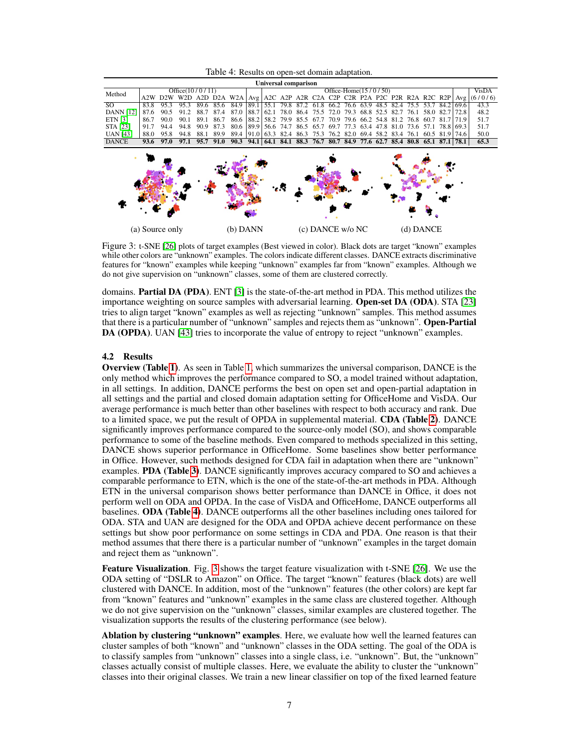Table 4: Results on open-set domain adaptation.

| Method | Office(10 / 0 / 11) | | | | | | | Office-Home(15 / 0 / 50) | | | | | | | | | | | | | VisDA |
|---|---|---|---|---|---|---|---|---|---|---|---|---|---|---|---|---|---|---|---|---|---|
| | A2W | D2W | W2D | A2D | D2A | W2A | Avg | A2C | A2P | A2R | C2A | C2P | C2R | P2A | P2C | P2R | R2A | R2C | R2P | Avg | (6 / 0 / 6) |
| SO | 83.8 | 95.3 | 95.3 | 89.6 | 85.6 | 84.9 | 89.1 | 55.1 | 79.8 | 87.2 | 61.8 | 66.2 | 76.6 | 63.9 | 48.5 | 82.4 | 75.5 | 53.7 | 84.2 | 69.6 | 43.3 |
| DANN [12] | 87.6 | 90.5 | 91.2 | 88.7 | 87.4 | 87.0 | 88.7 | 62.1 | 78.0 | 86.4 | 75.5 | 72.0 | 79.3 | 68.8 | 52.5 | 82.7 | 76.1 | 58.0 | 82.7 | 72.8 | 48.2 |
| ETN [3] | 86.7 | 90.0 | 90.1 | 89.1 | 86.7 | 86.6 | 88.2 | 58.2 | 79.9 | 85.5 | 67.7 | 70.9 | 79.6 | 66.2 | 54.8 | 81.2 | 76.8 | 60.7 | 81.7 | 71.9 | 51.7 |
| STA [23] | 91.7 | 94.4 | 94.8 | 90.9 | 87.3 | 80.6 | 89.9 | 56.6 | 74.7 | 86.5 | 65.7 | 69.7 | 77.3 | 63.4 | 47.8 | 81.0 | 73.6 | 57.1 | 78.8 | 69.3 | 51.7 |
| UAN [43] | 88.0 | 95.8 | 94.8 | 88.1 | 89.9 | 89.4 | 91.0 | 63.3 | 82.4 | 86.3 | 75.3 | 76.2 | 82.0 | 69.4 | 58.2 | 83.4 | 76.1 | 60.5 | 81.9 | 74.6 | 50.0 |
| DANCE | **93.6** | **97.0** | **97.1** | **95.7** | **91.0** | **90.3** | **94.1** | **64.1** | **84.1** | **88.3** | **76.7** | **80.7** | **84.9** | **77.6** | **62.7** | **85.4** | **80.8** | **65.1** | **87.1** | **78.1** | **65.3** |

(a) Source only (b) DANN (c) DANCE w/o NC (d) DANCE

Figure 3: t-SNE [26] plots of target examples (Best viewed in color). Black dots are target "known" examples while other colors are "unknown" examples. The colors indicate different classes. DANCE extracts discriminative features for "known" examples while keeping "unknown" examples far from "known" examples. Although we do not give supervision on "unknown" classes, some of them are clustered correctly.

domains. **Partial DA (PDA)**. ENT [3] is the state-of-the-art method in PDA. This method utilizes the importance weighting on source samples with adversarial learning. **Open-set DA (ODA)**. STA [23] tries to align target "known" examples as well as rejecting "unknown" samples. This method assumes that there is a particular number of "unknown" samples and rejects them as "unknown". **Open-Partial DA (OPDA)**. UAN [43] tries to incorporate the value of entropy to reject "unknown" examples.

### 4.2 Results

**Overview (Table 1)**. As seen in Table 1, which summarizes the universal comparison, DANCE is the only method which improves the performance compared to SO, a model trained without adaptation, in all settings. In addition, DANCE performs the best on open set and open-partial adaptation in all settings and the partial and closed domain adaptation setting for OfficeHome and VisDA. Our average performance is much better than other baselines with respect to both accuracy and rank. Due to a limited space, we put the result of OPDA in supplemental material. **CDA (Table 2)**. DANCE significantly improves performance compared to the source-only model (SO), and shows comparable performance to some of the baseline methods. Even compared to methods specialized in this setting, DANCE shows superior performance in OfficeHome. Some baselines show better performance in Office. However, such methods designed for CDA fail in adaptation when there are "unknown" examples. **PDA (Table 3)**. DANCE significantly improves accuracy compared to SO and achieves a comparable performance to ETN, which is the one of the state-of-the-art methods in PDA. Although ETN in the universal comparison shows better performance than DANCE in Office, it does not perform well on ODA and OPDA. In the case of VisDA and OfficeHome, DANCE outperforms all baselines. **ODA (Table 4)**. DANCE outperforms all the other baselines including ones tailored for ODA. STA and UAN are designed for the ODA and OPDA achieve decent performance on these settings but show poor performance on some settings in CDA and PDA. One reason is that their method assumes that there there is a particular number of "unknown" examples in the target domain and reject them as "unknown".

**Feature Visualization**. Fig. 3 shows the target feature visualization with t-SNE [26]. We use the ODA setting of "DSLR to Amazon" on Office. The target "known" features (black dots) are well clustered with DANCE. In addition, most of the "unknown" features (the other colors) are kept far from "known" features and "unknown" examples in the same class are clustered together. Although we do not give supervision on the "unknown" classes, similar examples are clustered together. The visualization supports the results of the clustering performance (see below).

**Ablation by clustering "unknown" examples**. Here, we evaluate how well the learned features can cluster samples of both "known" and "unknown" classes in the ODA setting. The goal of the ODA is to classify samples from "unknown" classes into a single class, i.e. "unknown". But, the "unknown" classes actually consist of multiple classes. Here, we evaluate the ability to cluster the "unknown" classes into their original classes. We train a new linear classifier on top of the fixed learned feature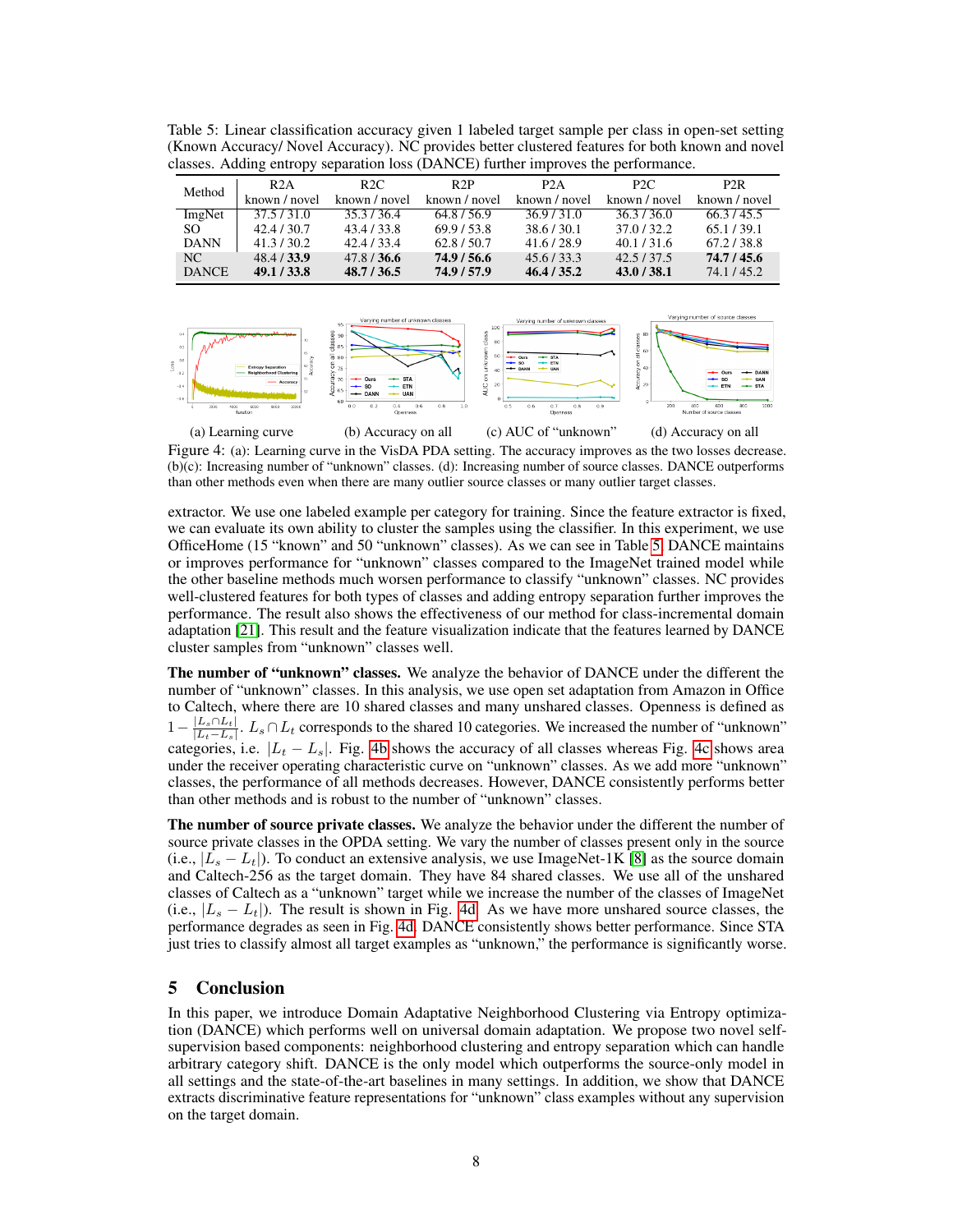Table 5: Linear classification accuracy given 1 labeled target sample per class in open-set setting (Known Accuracy/ Novel Accuracy). NC provides better clustered features for both known and novel classes. Adding entropy separation loss (DANCE) further improves the performance.

| Method | R2A | R2C | R2P | P2A | P2C | P2R |
|---|---|---|---|---|---|---|
| | known / novel | known / novel | known / novel | known / novel | known / novel | known / novel |
| ImgNet | 37.5 / 31.0 | 35.3 / 36.4 | 64.8 / 56.9 | 36.9 / 31.0 | 36.3 / 36.0 | 66.3 / 45.5 |
| SO | 42.4 / 30.7 | 43.4 / 33.8 | 69.9 / 53.8 | 38.6 / 30.1 | 37.0 / 32.2 | 65.1 / 39.1 |
| DANN | 41.3 / 30.2 | 42.4 / 33.4 | 62.8 / 50.7 | 41.6 / 28.9 | 40.1 / 31.6 | 67.2 / 38.8 |
| NC | 48.4 / **33.9** | 47.8 / **36.6** | **74.9 / 56.6** | 45.6 / 33.3 | 42.5 / 37.5 | **74.7 / 45.6** |
| DANCE | **49.1 / 33.8** | **48.7 / 36.5** | **74.9 / 57.9** | **46.4 / 35.2** | **43.0 / 38.1** | 74.1 / 45.2 |

(a) Learning curve (b) Accuracy on all (c) AUC of "unknown" (d) Accuracy on all

Figure 4: (a): Learning curve in the VisDA PDA setting. The accuracy improves as the two losses decrease. (b)(c): Increasing number of "unknown" classes. (d): Increasing number of source classes. DANCE outperforms than other methods even when there are many outlier source classes or many outlier target classes.

extractor. We use one labeled example per category for training. Since the feature extractor is fixed, we can evaluate its own ability to cluster the samples using the classifier. In this experiment, we use OfficeHome (15 "known" and 50 "unknown" classes). As we can see in Table 5, DANCE maintains or improves performance for "unknown" classes compared to the ImageNet trained model while the other baseline methods much worsen performance to classify "unknown" classes. NC provides well-clustered features for both types of classes and adding entropy separation further improves the performance. The result also shows the effectiveness of our method for class-incremental domain adaptation [21]. This result and the feature visualization indicate that the features learned by DANCE cluster samples from "unknown" classes well.

**The number of "unknown" classes.** We analyze the behavior of DANCE under the different the number of "unknown" classes. In this analysis, we use open set adaptation from Amazon in Office to Caltech, where there are 10 shared classes and many unshared classes. Openness is defined as $1 - \frac{|L_s \cap L_t|}{|L_t - L_s|}$. $L_s \cap L_t$ corresponds to the shared 10 categories. We increased the number of "unknown" categories, i.e. $|L_t - L_s|$. Fig. 4b shows the accuracy of all classes whereas Fig. 4c shows area under the receiver operating characteristic curve on "unknown" classes. As we add more "unknown" classes, the performance of all methods decreases. However, DANCE consistently performs better than other methods and is robust to the number of "unknown" classes.

**The number of source private classes.** We analyze the behavior under the different the number of source private classes in the OPDA setting. We vary the number of classes present only in the source (i.e., $|L_s - L_t|$). To conduct an extensive analysis, we use ImageNet-1K [8] as the source domain and Caltech-256 as the target domain. They have 84 shared classes. We use all of the unshared classes of Caltech as a "unknown" target while we increase the number of the classes of ImageNet (i.e., $|L_s - L_t|$). The result is shown in Fig. 4d. As we have more unshared source classes, the performance degrades as seen in Fig. 4d. DANCE consistently shows better performance. Since STA just tries to classify almost all target examples as "unknown," the performance is significantly worse.

## 5 Conclusion

In this paper, we introduce Domain Adaptative Neighborhood Clustering via Entropy optimization (DANCE) which performs well on universal domain adaptation. We propose two novel self-supervision based components: neighborhood clustering and entropy separation which can handle arbitrary category shift. DANCE is the only model which outperforms the source-only model in all settings and the state-of-the-art baselines in many settings. In addition, we show that DANCE extracts discriminative feature representations for "unknown" class examples without any supervision on the target domain.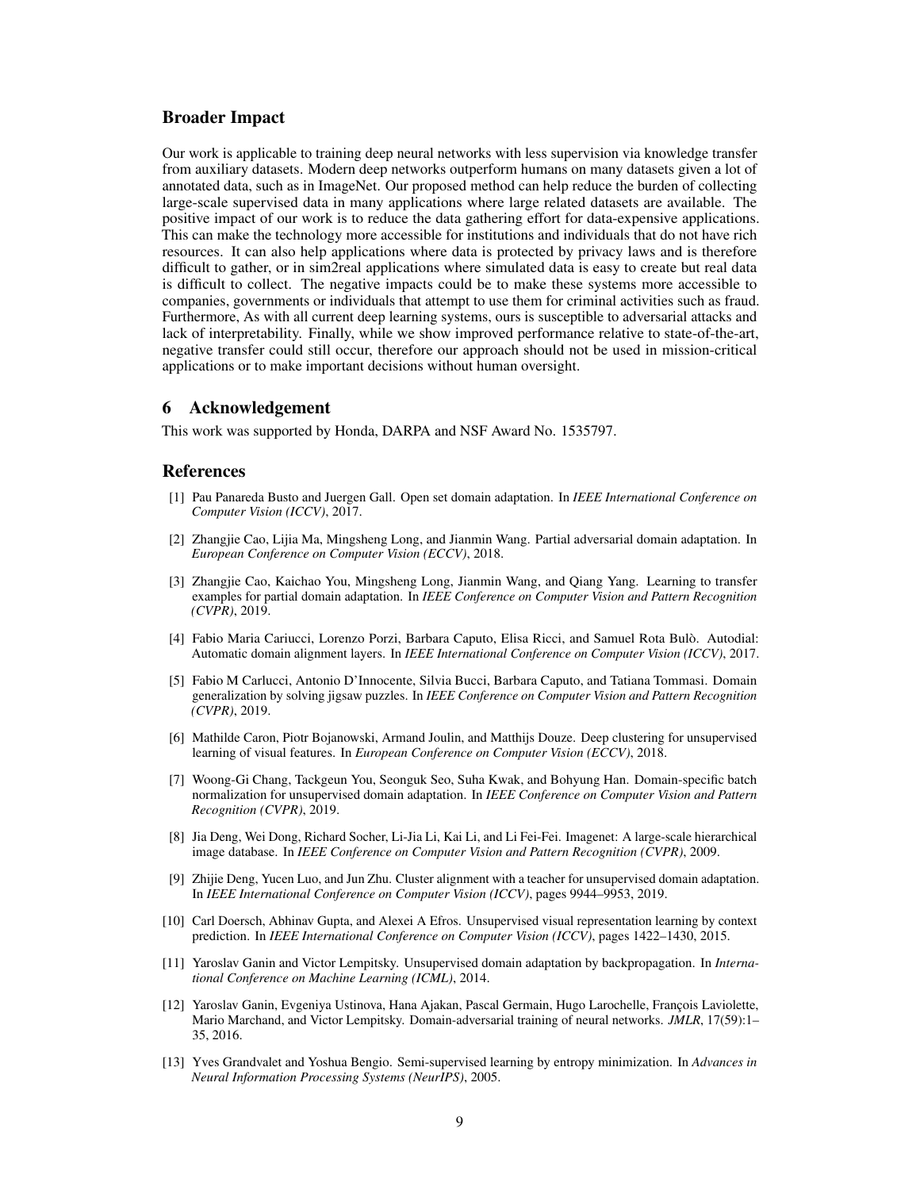## Broader Impact

Our work is applicable to training deep neural networks with less supervision via knowledge transfer from auxiliary datasets. Modern deep networks outperform humans on many datasets given a lot of annotated data, such as in ImageNet. Our proposed method can help reduce the burden of collecting large-scale supervised data in many applications where large related datasets are available. The positive impact of our work is to reduce the data gathering effort for data-expensive applications. This can make the technology more accessible for institutions and individuals that do not have rich resources. It can also help applications where data is protected by privacy laws and is therefore difficult to gather, or in sim2real applications where simulated data is easy to create but real data is difficult to collect. The negative impacts could be to make these systems more accessible to companies, governments or individuals that attempt to use them for criminal activities such as fraud. Furthermore, As with all current deep learning systems, ours is susceptible to adversarial attacks and lack of interpretability. Finally, while we show improved performance relative to state-of-the-art, negative transfer could still occur, therefore our approach should not be used in mission-critical applications or to make important decisions without human oversight.

## 6 Acknowledgement

This work was supported by Honda, DARPA and NSF Award No. 1535797.

## References

[1] Pau Panareda Busto and Juergen Gall. Open set domain adaptation. In *IEEE International Conference on Computer Vision (ICCV)*, 2017.

[2] Zhangjie Cao, Lijia Ma, Mingsheng Long, and Jianmin Wang. Partial adversarial domain adaptation. In *European Conference on Computer Vision (ECCV)*, 2018.

[3] Zhangjie Cao, Kaichao You, Mingsheng Long, Jianmin Wang, and Qiang Yang. Learning to transfer examples for partial domain adaptation. In *IEEE Conference on Computer Vision and Pattern Recognition (CVPR)*, 2019.

[4] Fabio Maria Cariucci, Lorenzo Porzi, Barbara Caputo, Elisa Ricci, and Samuel Rota Bulò. Autodial: Automatic domain alignment layers. In *IEEE International Conference on Computer Vision (ICCV)*, 2017.

[5] Fabio M Carlucci, Antonio D'Innocente, Silvia Bucci, Barbara Caputo, and Tatiana Tommasi. Domain generalization by solving jigsaw puzzles. In *IEEE Conference on Computer Vision and Pattern Recognition (CVPR)*, 2019.

[6] Mathilde Caron, Piotr Bojanowski, Armand Joulin, and Matthijs Douze. Deep clustering for unsupervised learning of visual features. In *European Conference on Computer Vision (ECCV)*, 2018.

[7] Woong-Gi Chang, Tackgeun You, Seonguk Seo, Suha Kwak, and Bohyung Han. Domain-specific batch normalization for unsupervised domain adaptation. In *IEEE Conference on Computer Vision and Pattern Recognition (CVPR)*, 2019.

[8] Jia Deng, Wei Dong, Richard Socher, Li-Jia Li, Kai Li, and Li Fei-Fei. Imagenet: A large-scale hierarchical image database. In *IEEE Conference on Computer Vision and Pattern Recognition (CVPR)*, 2009.

[9] Zhijie Deng, Yucen Luo, and Jun Zhu. Cluster alignment with a teacher for unsupervised domain adaptation. In *IEEE International Conference on Computer Vision (ICCV)*, pages 9944–9953, 2019.

[10] Carl Doersch, Abhinav Gupta, and Alexei A Efros. Unsupervised visual representation learning by context prediction. In *IEEE International Conference on Computer Vision (ICCV)*, pages 1422–1430, 2015.

[11] Yaroslav Ganin and Victor Lempitsky. Unsupervised domain adaptation by backpropagation. In *International Conference on Machine Learning (ICML)*, 2014.

[12] Yaroslav Ganin, Evgeniya Ustinova, Hana Ajakan, Pascal Germain, Hugo Larochelle, François Laviolette, Mario Marchand, and Victor Lempitsky. Domain-adversarial training of neural networks. *JMLR*, 17(59):1–35, 2016.

[13] Yves Grandvalet and Yoshua Bengio. Semi-supervised learning by entropy minimization. In *Advances in Neural Information Processing Systems (NeurIPS)*, 2005.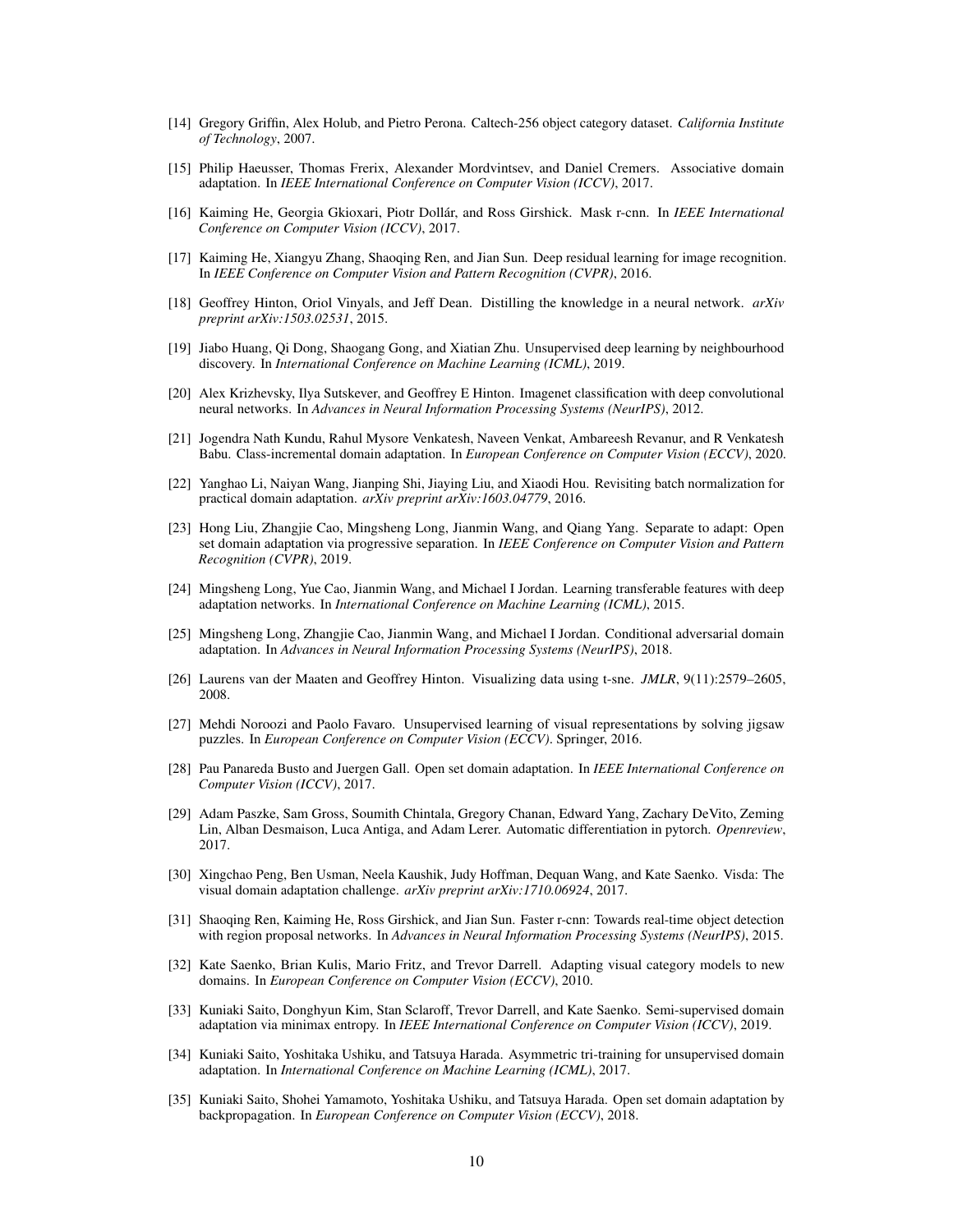[14] Gregory Griffin, Alex Holub, and Pietro Perona. Caltech-256 object category dataset. *California Institute of Technology*, 2007.

[15] Philip Haeusser, Thomas Frerix, Alexander Mordvintsev, and Daniel Cremers. Associative domain adaptation. In *IEEE International Conference on Computer Vision (ICCV)*, 2017.

[16] Kaiming He, Georgia Gkioxari, Piotr Dollár, and Ross Girshick. Mask r-cnn. In *IEEE International Conference on Computer Vision (ICCV)*, 2017.

[17] Kaiming He, Xiangyu Zhang, Shaoqing Ren, and Jian Sun. Deep residual learning for image recognition. In *IEEE Conference on Computer Vision and Pattern Recognition (CVPR)*, 2016.

[18] Geoffrey Hinton, Oriol Vinyals, and Jeff Dean. Distilling the knowledge in a neural network. *arXiv preprint arXiv:1503.02531*, 2015.

[19] Jiabo Huang, Qi Dong, Shaogang Gong, and Xiatian Zhu. Unsupervised deep learning by neighbourhood discovery. In *International Conference on Machine Learning (ICML)*, 2019.

[20] Alex Krizhevsky, Ilya Sutskever, and Geoffrey E Hinton. Imagenet classification with deep convolutional neural networks. In *Advances in Neural Information Processing Systems (NeurIPS)*, 2012.

[21] Jogendra Nath Kundu, Rahul Mysore Venkatesh, Naveen Venkat, Ambareesh Revanur, and R Venkatesh Babu. Class-incremental domain adaptation. In *European Conference on Computer Vision (ECCV)*, 2020.

[22] Yanghao Li, Naiyan Wang, Jianping Shi, Jiaying Liu, and Xiaodi Hou. Revisiting batch normalization for practical domain adaptation. *arXiv preprint arXiv:1603.04779*, 2016.

[23] Hong Liu, Zhangjie Cao, Mingsheng Long, Jianmin Wang, and Qiang Yang. Separate to adapt: Open set domain adaptation via progressive separation. In *IEEE Conference on Computer Vision and Pattern Recognition (CVPR)*, 2019.

[24] Mingsheng Long, Yue Cao, Jianmin Wang, and Michael I Jordan. Learning transferable features with deep adaptation networks. In *International Conference on Machine Learning (ICML)*, 2015.

[25] Mingsheng Long, Zhangjie Cao, Jianmin Wang, and Michael I Jordan. Conditional adversarial domain adaptation. In *Advances in Neural Information Processing Systems (NeurIPS)*, 2018.

[26] Laurens van der Maaten and Geoffrey Hinton. Visualizing data using t-sne. *JMLR*, 9(11):2579–2605, 2008.

[27] Mehdi Noroozi and Paolo Favaro. Unsupervised learning of visual representations by solving jigsaw puzzles. In *European Conference on Computer Vision (ECCV)*. Springer, 2016.

[28] Pau Panareda Busto and Juergen Gall. Open set domain adaptation. In *IEEE International Conference on Computer Vision (ICCV)*, 2017.

[29] Adam Paszke, Sam Gross, Soumith Chintala, Gregory Chanan, Edward Yang, Zachary DeVito, Zeming Lin, Alban Desmaison, Luca Antiga, and Adam Lerer. Automatic differentiation in pytorch. *Openreview*, 2017.

[30] Xingchao Peng, Ben Usman, Neela Kaushik, Judy Hoffman, Dequan Wang, and Kate Saenko. Visda: The visual domain adaptation challenge. *arXiv preprint arXiv:1710.06924*, 2017.

[31] Shaoqing Ren, Kaiming He, Ross Girshick, and Jian Sun. Faster r-cnn: Towards real-time object detection with region proposal networks. In *Advances in Neural Information Processing Systems (NeurIPS)*, 2015.

[32] Kate Saenko, Brian Kulis, Mario Fritz, and Trevor Darrell. Adapting visual category models to new domains. In *European Conference on Computer Vision (ECCV)*, 2010.

[33] Kuniaki Saito, Donghyun Kim, Stan Sclaroff, Trevor Darrell, and Kate Saenko. Semi-supervised domain adaptation via minimax entropy. In *IEEE International Conference on Computer Vision (ICCV)*, 2019.

[34] Kuniaki Saito, Yoshitaka Ushiku, and Tatsuya Harada. Asymmetric tri-training for unsupervised domain adaptation. In *International Conference on Machine Learning (ICML)*, 2017.

[35] Kuniaki Saito, Shohei Yamamoto, Yoshitaka Ushiku, and Tatsuya Harada. Open set domain adaptation by backpropagation. In *European Conference on Computer Vision (ECCV)*, 2018.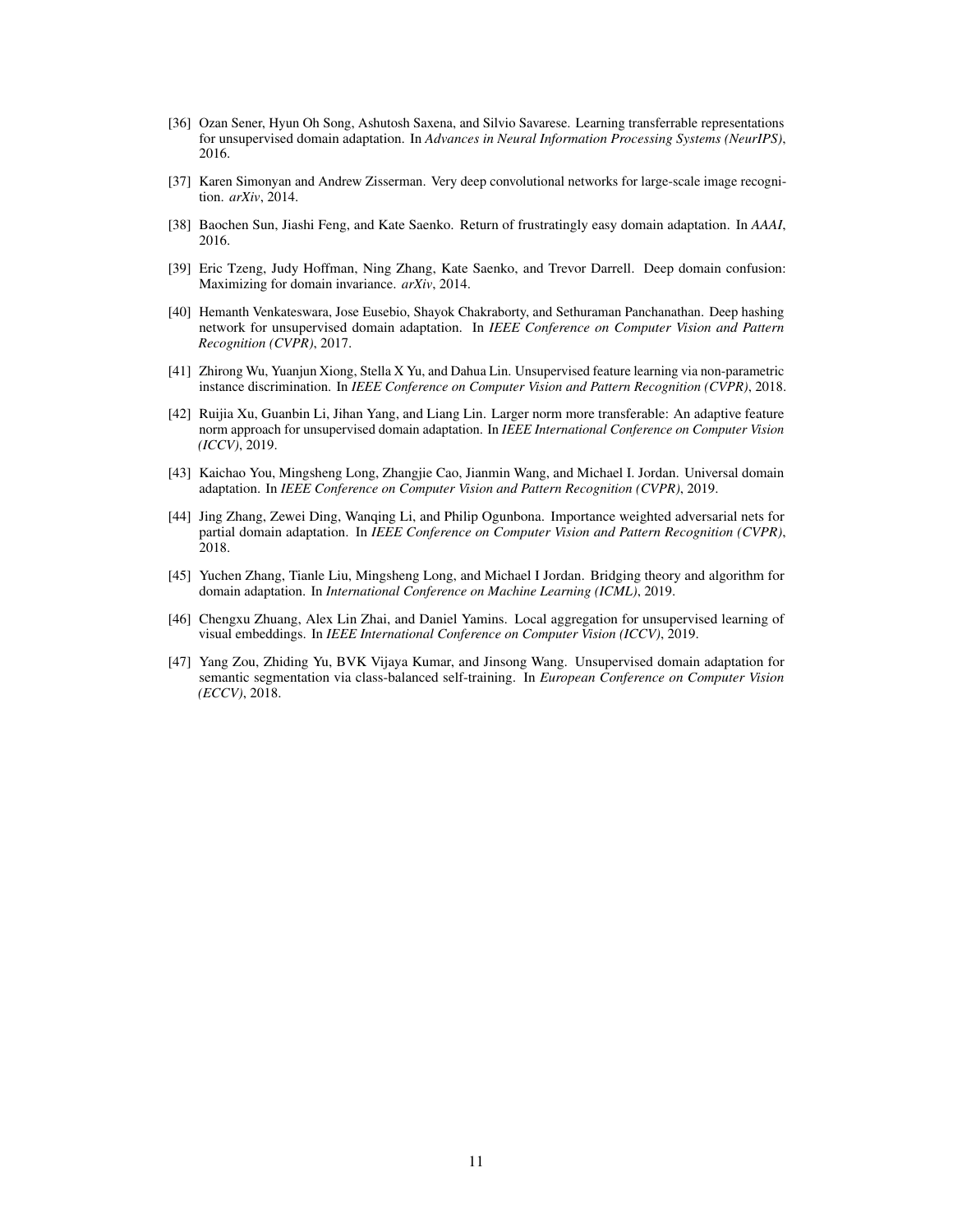[36] Ozan Sener, Hyun Oh Song, Ashutosh Saxena, and Silvio Savarese. Learning transferrable representations for unsupervised domain adaptation. In *Advances in Neural Information Processing Systems (NeurIPS)*, 2016.

[37] Karen Simonyan and Andrew Zisserman. Very deep convolutional networks for large-scale image recognition. *arXiv*, 2014.

[38] Baochen Sun, Jiashi Feng, and Kate Saenko. Return of frustratingly easy domain adaptation. In *AAAI*, 2016.

[39] Eric Tzeng, Judy Hoffman, Ning Zhang, Kate Saenko, and Trevor Darrell. Deep domain confusion: Maximizing for domain invariance. *arXiv*, 2014.

[40] Hemanth Venkateswara, Jose Eusebio, Shayok Chakraborty, and Sethuraman Panchanathan. Deep hashing network for unsupervised domain adaptation. In *IEEE Conference on Computer Vision and Pattern Recognition (CVPR)*, 2017.

[41] Zhirong Wu, Yuanjun Xiong, Stella X Yu, and Dahua Lin. Unsupervised feature learning via non-parametric instance discrimination. In *IEEE Conference on Computer Vision and Pattern Recognition (CVPR)*, 2018.

[42] Ruijia Xu, Guanbin Li, Jihan Yang, and Liang Lin. Larger norm more transferable: An adaptive feature norm approach for unsupervised domain adaptation. In *IEEE International Conference on Computer Vision (ICCV)*, 2019.

[43] Kaichao You, Mingsheng Long, Zhangjie Cao, Jianmin Wang, and Michael I. Jordan. Universal domain adaptation. In *IEEE Conference on Computer Vision and Pattern Recognition (CVPR)*, 2019.

[44] Jing Zhang, Zewei Ding, Wanqing Li, and Philip Ogunbona. Importance weighted adversarial nets for partial domain adaptation. In *IEEE Conference on Computer Vision and Pattern Recognition (CVPR)*, 2018.

[45] Yuchen Zhang, Tianle Liu, Mingsheng Long, and Michael I Jordan. Bridging theory and algorithm for domain adaptation. In *International Conference on Machine Learning (ICML)*, 2019.

[46] Chengxu Zhuang, Alex Lin Zhai, and Daniel Yamins. Local aggregation for unsupervised learning of visual embeddings. In *IEEE International Conference on Computer Vision (ICCV)*, 2019.

[47] Yang Zou, Zhiding Yu, BVK Vijaya Kumar, and Jinsong Wang. Unsupervised domain adaptation for semantic segmentation via class-balanced self-training. In *European Conference on Computer Vision (ECCV)*, 2018.